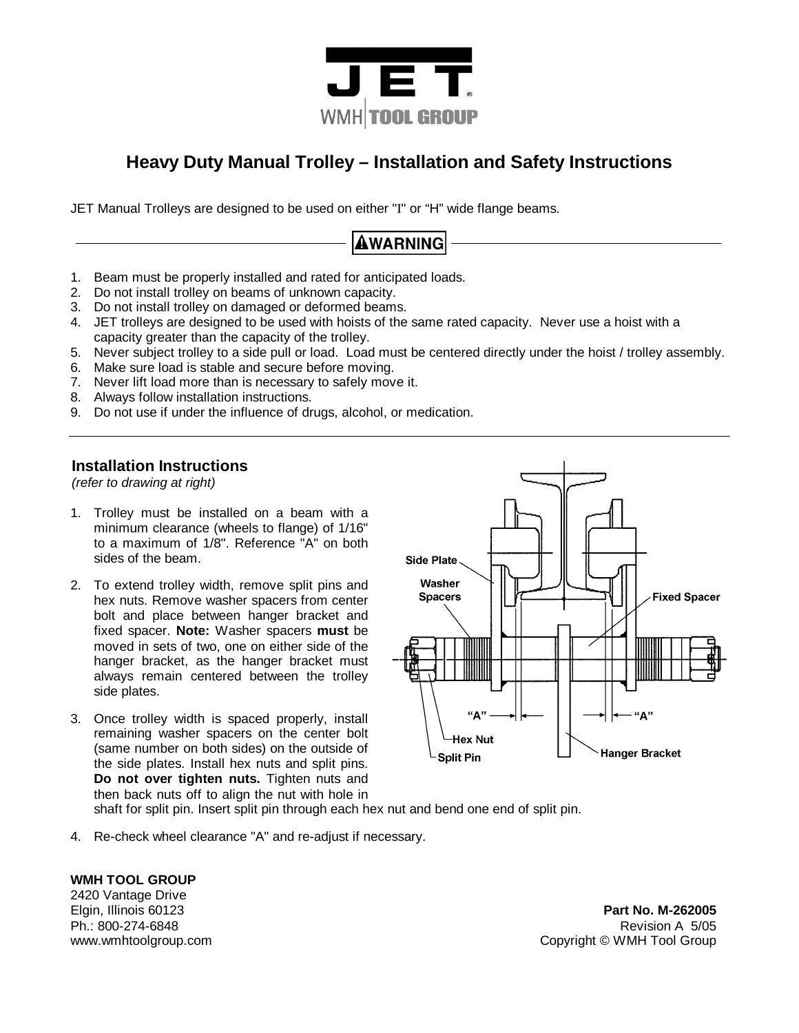JET

WMH TOOL GROUP

# Heavy Duty Manual Trolley – Installation and Safety Instructions

JET Manual Trolleys are designed to be used on either "I" or "H" wide flange beams.

**⚠WARNING**

1. Beam must be properly installed and rated for anticipated loads.
2. Do not install trolley on beams of unknown capacity.
3. Do not install trolley on damaged or deformed beams.
4. JET trolleys are designed to be used with hoists of the same rated capacity. Never use a hoist with a capacity greater than the capacity of the trolley.
5. Never subject trolley to a side pull or load. Load must be centered directly under the hoist / trolley assembly.
6. Make sure load is stable and secure before moving.
7. Never lift load more than is necessary to safely move it.
8. Always follow installation instructions.
9. Do not use if under the influence of drugs, alcohol, or medication.

## Installation Instructions

*(refer to drawing at right)*

1. Trolley must be installed on a beam with a minimum clearance (wheels to flange) of 1/16" to a maximum of 1/8". Reference "A" on both sides of the beam.
2. To extend trolley width, remove split pins and hex nuts. Remove washer spacers from center bolt and place between hanger bracket and fixed spacer. **Note:** Washer spacers **must** be moved in sets of two, one on either side of the hanger bracket, as the hanger bracket must always remain centered between the trolley side plates.
3. Once trolley width is spaced properly, install remaining washer spacers on the center bolt (same number on both sides) on the outside of the side plates. Install hex nuts and split pins. **Do not over tighten nuts.** Tighten nuts and then back nuts off to align the nut with hole in shaft for split pin. Insert split pin through each hex nut and bend one end of split pin.
4. Re-check wheel clearance "A" and re-adjust if necessary.

Side Plate, Washer Spacers, Fixed Spacer, "A", "A", Hex Nut, Split Pin, Hanger Bracket

**WMH TOOL GROUP**
2420 Vantage Drive
Elgin, Illinois 60123
Ph.: 800-274-6848
www.wmhtoolgroup.com

**Part No. M-262005**
Revision A 5/05
Copyright © WMH Tool Group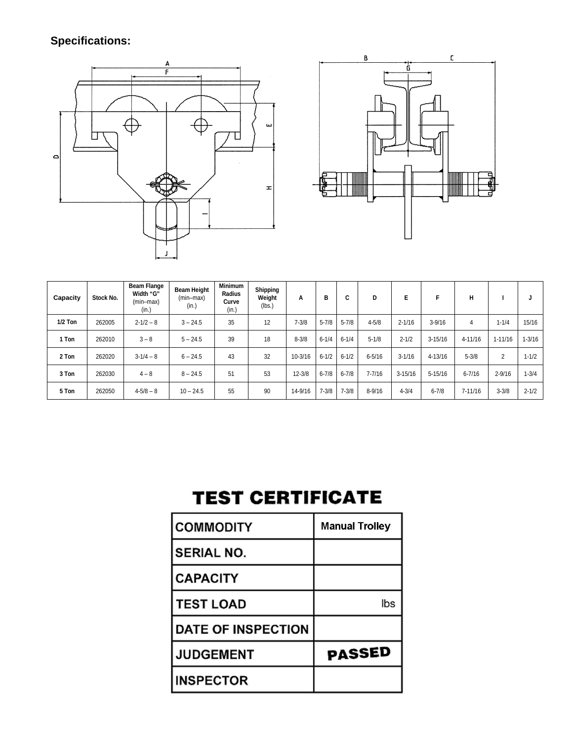## Specifications:

A
F
E
D
H
I
J
B
C
G

| Capacity | Stock No. | Beam Flange Width "G" (min–max) (in.) | Beam Height (min–max) (in.) | Minimum Radius Curve (in.) | Shipping Weight (lbs.) | A | B | C | D | E | F | H | I | J |
|---|---|---|---|---|---|---|---|---|---|---|---|---|---|---|
| 1/2 Ton | 262005 | 2-1/2 – 8 | 3 – 24.5 | 35 | 12 | 7-3/8 | 5-7/8 | 5-7/8 | 4-5/8 | 2-1/16 | 3-9/16 | 4 | 1-1/4 | 15/16 |
| 1 Ton | 262010 | 3 – 8 | 5 – 24.5 | 39 | 18 | 8-3/8 | 6-1/4 | 6-1/4 | 5-1/8 | 2-1/2 | 3-15/16 | 4-11/16 | 1-11/16 | 1-3/16 |
| 2 Ton | 262020 | 3-1/4 – 8 | 6 – 24.5 | 43 | 32 | 10-3/16 | 6-1/2 | 6-1/2 | 6-5/16 | 3-1/16 | 4-13/16 | 5-3/8 | 2 | 1-1/2 |
| 3 Ton | 262030 | 4 – 8 | 8 – 24.5 | 51 | 53 | 12-3/8 | 6-7/8 | 6-7/8 | 7-7/16 | 3-15/16 | 5-15/16 | 6-7/16 | 2-9/16 | 1-3/4 |
| 5 Ton | 262050 | 4-5/8 – 8 | 10 – 24.5 | 55 | 90 | 14-9/16 | 7-3/8 | 7-3/8 | 8-9/16 | 4-3/4 | 6-7/8 | 7-11/16 | 3-3/8 | 2-1/2 |

## TEST CERTIFICATE

| | |
|---|---|
| COMMODITY | Manual Trolley |
| SERIAL NO. | |
| CAPACITY | |
| TEST LOAD | lbs |
| DATE OF INSPECTION | |
| JUDGEMENT | PASSED |
| INSPECTOR | |